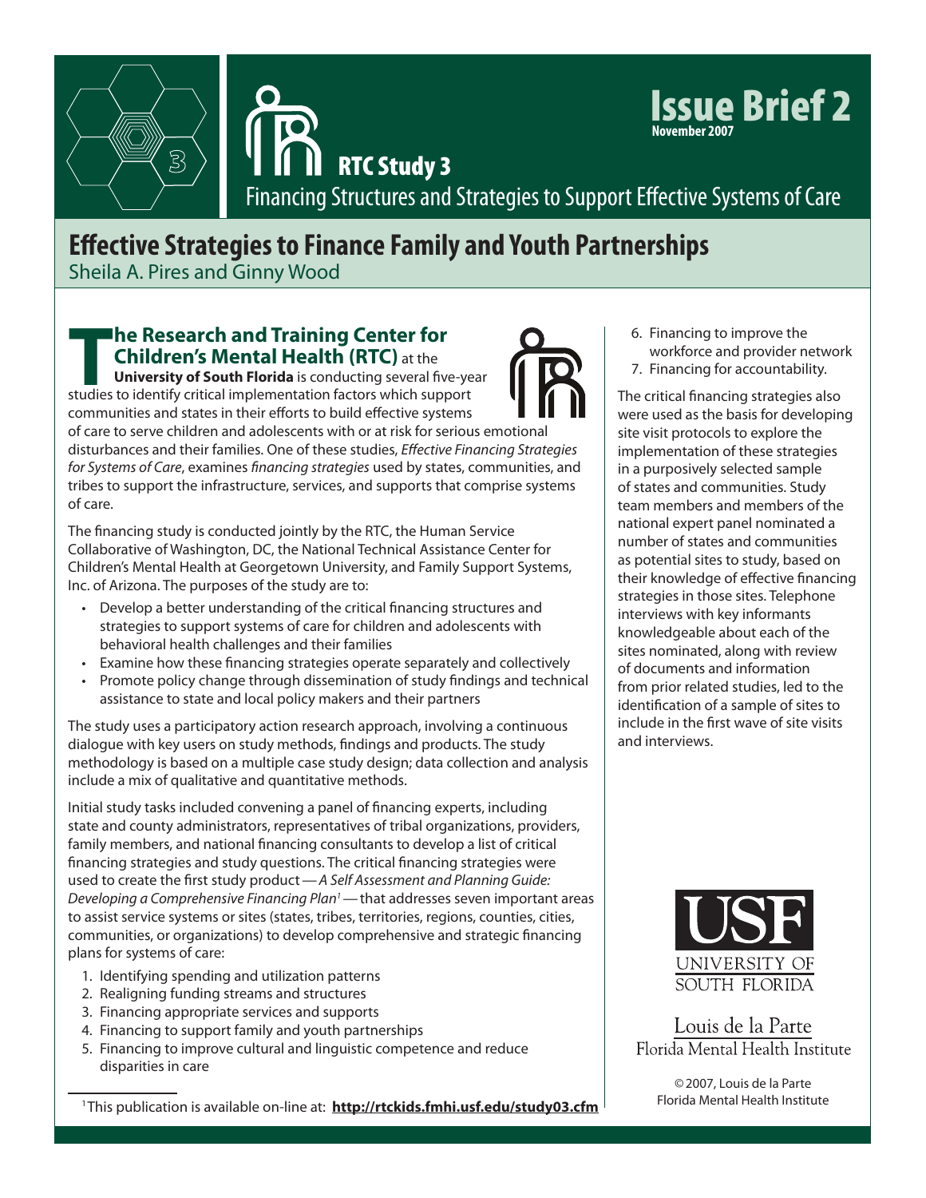Issue Brief 2
November 2007

RTC Study 3

Financing Structures and Strategies to Support Effective Systems of Care

# Effective Strategies to Finance Family and Youth Partnerships

Sheila A. Pires and Ginny Wood

**The Research and Training Center for Children's Mental Health (RTC)** at the **University of South Florida** is conducting several five-year studies to identify critical implementation factors which support communities and states in their efforts to build effective systems of care to serve children and adolescents with or at risk for serious emotional disturbances and their families. One of these studies, *Effective Financing Strategies for Systems of Care*, examines *financing strategies* used by states, communities, and tribes to support the infrastructure, services, and supports that comprise systems of care.

The financing study is conducted jointly by the RTC, the Human Service Collaborative of Washington, DC, the National Technical Assistance Center for Children's Mental Health at Georgetown University, and Family Support Systems, Inc. of Arizona. The purposes of the study are to:

- Develop a better understanding of the critical financing structures and strategies to support systems of care for children and adolescents with behavioral health challenges and their families
- Examine how these financing strategies operate separately and collectively
- Promote policy change through dissemination of study findings and technical assistance to state and local policy makers and their partners

The study uses a participatory action research approach, involving a continuous dialogue with key users on study methods, findings and products. The study methodology is based on a multiple case study design; data collection and analysis include a mix of qualitative and quantitative methods.

Initial study tasks included convening a panel of financing experts, including state and county administrators, representatives of tribal organizations, providers, family members, and national financing consultants to develop a list of critical financing strategies and study questions. The critical financing strategies were used to create the first study product — *A Self Assessment and Planning Guide: Developing a Comprehensive Financing Plan*[1] — that addresses seven important areas to assist service systems or sites (states, tribes, territories, regions, counties, cities, communities, or organizations) to develop comprehensive and strategic financing plans for systems of care:

1. Identifying spending and utilization patterns
2. Realigning funding streams and structures
3. Financing appropriate services and supports
4. Financing to support family and youth partnerships
5. Financing to improve cultural and linguistic competence and reduce disparities in care
6. Financing to improve the workforce and provider network
7. Financing for accountability.

The critical financing strategies also were used as the basis for developing site visit protocols to explore the implementation of these strategies in a purposively selected sample of states and communities. Study team members and members of the national expert panel nominated a number of states and communities as potential sites to study, based on their knowledge of effective financing strategies in those sites. Telephone interviews with key informants knowledgeable about each of the sites nominated, along with review of documents and information from prior related studies, led to the identification of a sample of sites to include in the first wave of site visits and interviews.

[1] This publication is available on-line at: **http://rtckids.fmhi.usf.edu/study03.cfm**

USF UNIVERSITY OF SOUTH FLORIDA

Louis de la Parte Florida Mental Health Institute

© 2007, Louis de la Parte Florida Mental Health Institute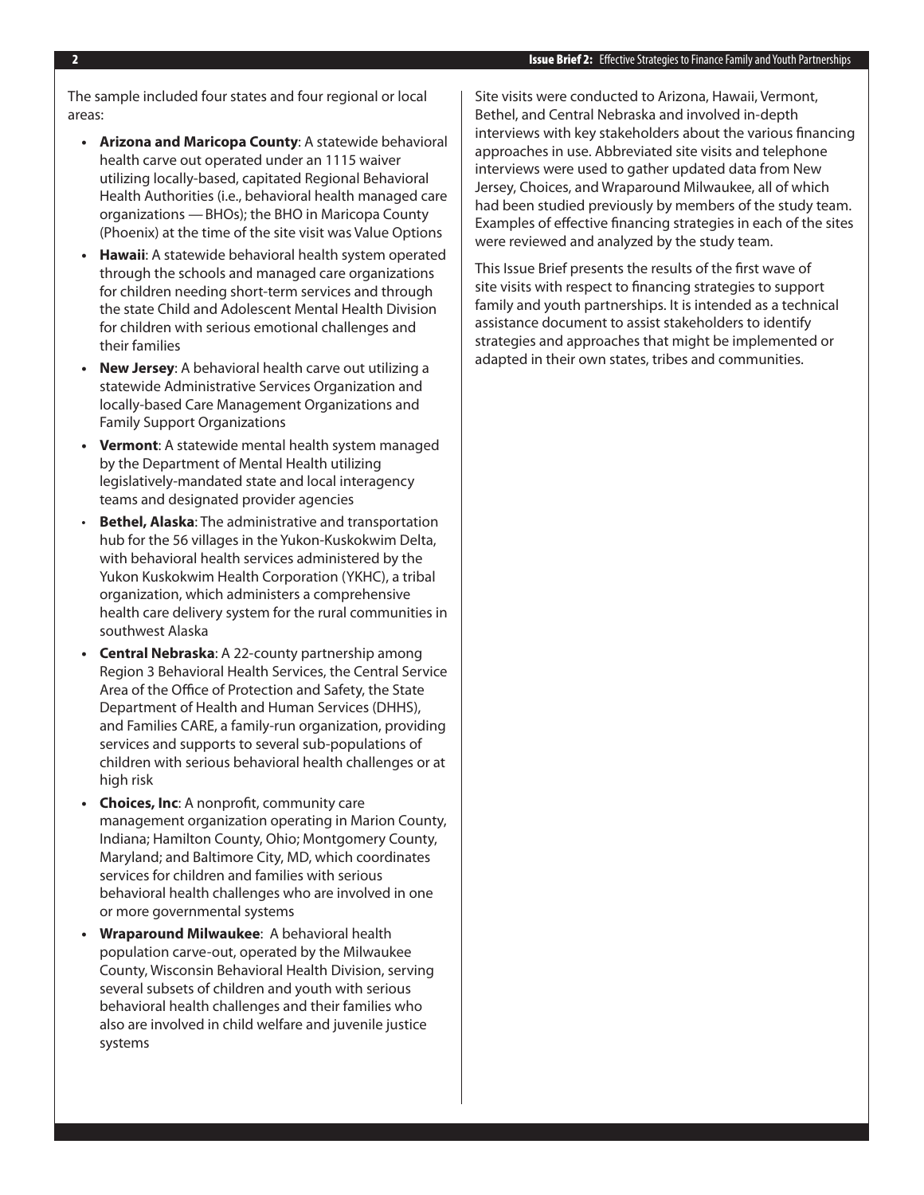The sample included four states and four regional or local areas:

- **Arizona and Maricopa County**: A statewide behavioral health carve out operated under an 1115 waiver utilizing locally-based, capitated Regional Behavioral Health Authorities (i.e., behavioral health managed care organizations — BHOs); the BHO in Maricopa County (Phoenix) at the time of the site visit was Value Options
- **Hawaii**: A statewide behavioral health system operated through the schools and managed care organizations for children needing short-term services and through the state Child and Adolescent Mental Health Division for children with serious emotional challenges and their families
- **New Jersey**: A behavioral health carve out utilizing a statewide Administrative Services Organization and locally-based Care Management Organizations and Family Support Organizations
- **Vermont**: A statewide mental health system managed by the Department of Mental Health utilizing legislatively-mandated state and local interagency teams and designated provider agencies
- **Bethel, Alaska**: The administrative and transportation hub for the 56 villages in the Yukon-Kuskokwim Delta, with behavioral health services administered by the Yukon Kuskokwim Health Corporation (YKHC), a tribal organization, which administers a comprehensive health care delivery system for the rural communities in southwest Alaska
- **Central Nebraska**: A 22-county partnership among Region 3 Behavioral Health Services, the Central Service Area of the Office of Protection and Safety, the State Department of Health and Human Services (DHHS), and Families CARE, a family-run organization, providing services and supports to several sub-populations of children with serious behavioral health challenges or at high risk
- **Choices, Inc**: A nonprofit, community care management organization operating in Marion County, Indiana; Hamilton County, Ohio; Montgomery County, Maryland; and Baltimore City, MD, which coordinates services for children and families with serious behavioral health challenges who are involved in one or more governmental systems
- **Wraparound Milwaukee**: A behavioral health population carve-out, operated by the Milwaukee County, Wisconsin Behavioral Health Division, serving several subsets of children and youth with serious behavioral health challenges and their families who also are involved in child welfare and juvenile justice systems

Site visits were conducted to Arizona, Hawaii, Vermont, Bethel, and Central Nebraska and involved in-depth interviews with key stakeholders about the various financing approaches in use. Abbreviated site visits and telephone interviews were used to gather updated data from New Jersey, Choices, and Wraparound Milwaukee, all of which had been studied previously by members of the study team. Examples of effective financing strategies in each of the sites were reviewed and analyzed by the study team.

This Issue Brief presents the results of the first wave of site visits with respect to financing strategies to support family and youth partnerships. It is intended as a technical assistance document to assist stakeholders to identify strategies and approaches that might be implemented or adapted in their own states, tribes and communities.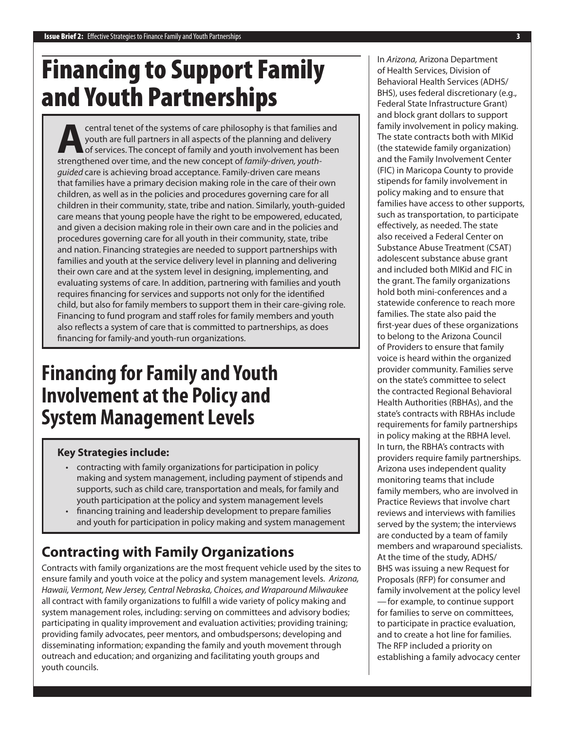# Financing to Support Family and Youth Partnerships

A central tenet of the systems of care philosophy is that families and youth are full partners in all aspects of the planning and delivery of services. The concept of family and youth involvement has been strengthened over time, and the new concept of *family-driven, youth-guided* care is achieving broad acceptance. Family-driven care means that families have a primary decision making role in the care of their own children, as well as in the policies and procedures governing care for all children in their community, state, tribe and nation. Similarly, youth-guided care means that young people have the right to be empowered, educated, and given a decision making role in their own care and in the policies and procedures governing care for all youth in their community, state, tribe and nation. Financing strategies are needed to support partnerships with families and youth at the service delivery level in planning and delivering their own care and at the system level in designing, implementing, and evaluating systems of care. In addition, partnering with families and youth requires financing for services and supports not only for the identified child, but also for family members to support them in their care-giving role. Financing to fund program and staff roles for family members and youth also reflects a system of care that is committed to partnerships, as does financing for family-and youth-run organizations.

## Financing for Family and Youth Involvement at the Policy and System Management Levels

**Key Strategies include:**

- contracting with family organizations for participation in policy making and system management, including payment of stipends and supports, such as child care, transportation and meals, for family and youth participation at the policy and system management levels
- financing training and leadership development to prepare families and youth for participation in policy making and system management

### Contracting with Family Organizations

Contracts with family organizations are the most frequent vehicle used by the sites to ensure family and youth voice at the policy and system management levels. *Arizona, Hawaii, Vermont, New Jersey, Central Nebraska, Choices, and Wraparound Milwaukee* all contract with family organizations to fulfill a wide variety of policy making and system management roles, including: serving on committees and advisory bodies; participating in quality improvement and evaluation activities; providing training; providing family advocates, peer mentors, and ombudspersons; developing and disseminating information; expanding the family and youth movement through outreach and education; and organizing and facilitating youth groups and youth councils.

In *Arizona,* Arizona Department of Health Services, Division of Behavioral Health Services (ADHS/BHS), uses federal discretionary (e.g., Federal State Infrastructure Grant) and block grant dollars to support family involvement in policy making. The state contracts both with MIKid (the statewide family organization) and the Family Involvement Center (FIC) in Maricopa County to provide stipends for family involvement in policy making and to ensure that families have access to other supports, such as transportation, to participate effectively, as needed. The state also received a Federal Center on Substance Abuse Treatment (CSAT) adolescent substance abuse grant and included both MIKid and FIC in the grant. The family organizations hold both mini-conferences and a statewide conference to reach more families. The state also paid the first-year dues of these organizations to belong to the Arizona Council of Providers to ensure that family voice is heard within the organized provider community. Families serve on the state's committee to select the contracted Regional Behavioral Health Authorities (RBHAs), and the state's contracts with RBHAs include requirements for family partnerships in policy making at the RBHA level. In turn, the RBHA's contracts with providers require family partnerships. Arizona uses independent quality monitoring teams that include family members, who are involved in Practice Reviews that involve chart reviews and interviews with families served by the system; the interviews are conducted by a team of family members and wraparound specialists. At the time of the study, ADHS/BHS was issuing a new Request for Proposals (RFP) for consumer and family involvement at the policy level — for example, to continue support for families to serve on committees, to participate in practice evaluation, and to create a hot line for families. The RFP included a priority on establishing a family advocacy center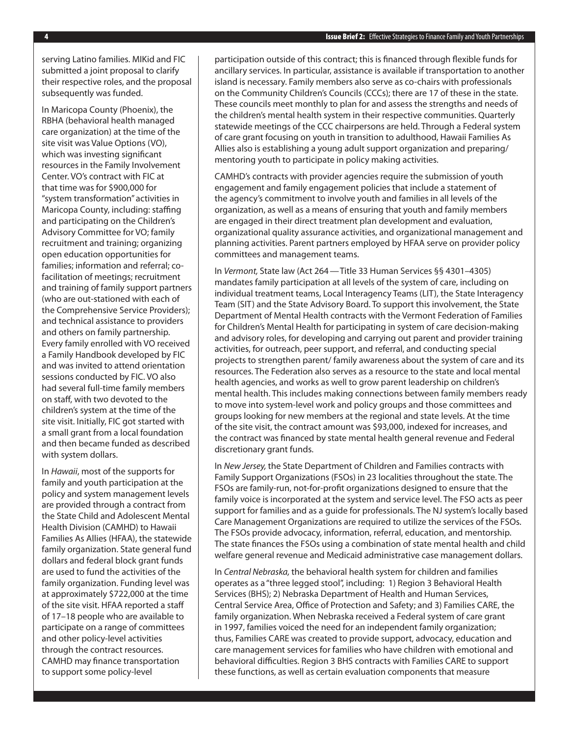serving Latino families. MIKid and FIC submitted a joint proposal to clarify their respective roles, and the proposal subsequently was funded.

In Maricopa County (Phoenix), the RBHA (behavioral health managed care organization) at the time of the site visit was Value Options (VO), which was investing significant resources in the Family Involvement Center. VO's contract with FIC at that time was for $900,000 for "system transformation" activities in Maricopa County, including: staffing and participating on the Children's Advisory Committee for VO; family recruitment and training; organizing open education opportunities for families; information and referral; co-facilitation of meetings; recruitment and training of family support partners (who are out-stationed with each of the Comprehensive Service Providers); and technical assistance to providers and others on family partnership. Every family enrolled with VO received a Family Handbook developed by FIC and was invited to attend orientation sessions conducted by FIC. VO also had several full-time family members on staff, with two devoted to the children's system at the time of the site visit. Initially, FIC got started with a small grant from a local foundation and then became funded as described with system dollars.

In *Hawaii*, most of the supports for family and youth participation at the policy and system management levels are provided through a contract from the State Child and Adolescent Mental Health Division (CAMHD) to Hawaii Families As Allies (HFAA), the statewide family organization. State general fund dollars and federal block grant funds are used to fund the activities of the family organization. Funding level was at approximately $722,000 at the time of the site visit. HFAA reported a staff of 17–18 people who are available to participate on a range of committees and other policy-level activities through the contract resources. CAMHD may finance transportation to support some policy-level participation outside of this contract; this is financed through flexible funds for ancillary services. In particular, assistance is available if transportation to another island is necessary. Family members also serve as co-chairs with professionals on the Community Children's Councils (CCCs); there are 17 of these in the state. These councils meet monthly to plan for and assess the strengths and needs of the children's mental health system in their respective communities. Quarterly statewide meetings of the CCC chairpersons are held. Through a Federal system of care grant focusing on youth in transition to adulthood, Hawaii Families As Allies also is establishing a young adult support organization and preparing/ mentoring youth to participate in policy making activities.

CAMHD's contracts with provider agencies require the submission of youth engagement and family engagement policies that include a statement of the agency's commitment to involve youth and families in all levels of the organization, as well as a means of ensuring that youth and family members are engaged in their direct treatment plan development and evaluation, organizational quality assurance activities, and organizational management and planning activities. Parent partners employed by HFAA serve on provider policy committees and management teams.

In *Vermont,* State law (Act 264 — Title 33 Human Services §§ 4301–4305) mandates family participation at all levels of the system of care, including on individual treatment teams, Local Interagency Teams (LIT), the State Interagency Team (SIT) and the State Advisory Board. To support this involvement, the State Department of Mental Health contracts with the Vermont Federation of Families for Children's Mental Health for participating in system of care decision-making and advisory roles, for developing and carrying out parent and provider training activities, for outreach, peer support, and referral, and conducting special projects to strengthen parent/ family awareness about the system of care and its resources. The Federation also serves as a resource to the state and local mental health agencies, and works as well to grow parent leadership on children's mental health. This includes making connections between family members ready to move into system-level work and policy groups and those committees and groups looking for new members at the regional and state levels. At the time of the site visit, the contract amount was $93,000, indexed for increases, and the contract was financed by state mental health general revenue and Federal discretionary grant funds.

In *New Jersey,* the State Department of Children and Families contracts with Family Support Organizations (FSOs) in 23 localities throughout the state. The FSOs are family-run, not-for-profit organizations designed to ensure that the family voice is incorporated at the system and service level. The FSO acts as peer support for families and as a guide for professionals. The NJ system's locally based Care Management Organizations are required to utilize the services of the FSOs. The FSOs provide advocacy, information, referral, education, and mentorship. The state finances the FSOs using a combination of state mental health and child welfare general revenue and Medicaid administrative case management dollars.

In *Central Nebraska,* the behavioral health system for children and families operates as a "three legged stool", including: 1) Region 3 Behavioral Health Services (BHS); 2) Nebraska Department of Health and Human Services, Central Service Area, Office of Protection and Safety; and 3) Families CARE, the family organization. When Nebraska received a Federal system of care grant in 1997, families voiced the need for an independent family organization; thus, Families CARE was created to provide support, advocacy, education and care management services for families who have children with emotional and behavioral difficulties. Region 3 BHS contracts with Families CARE to support these functions, as well as certain evaluation components that measure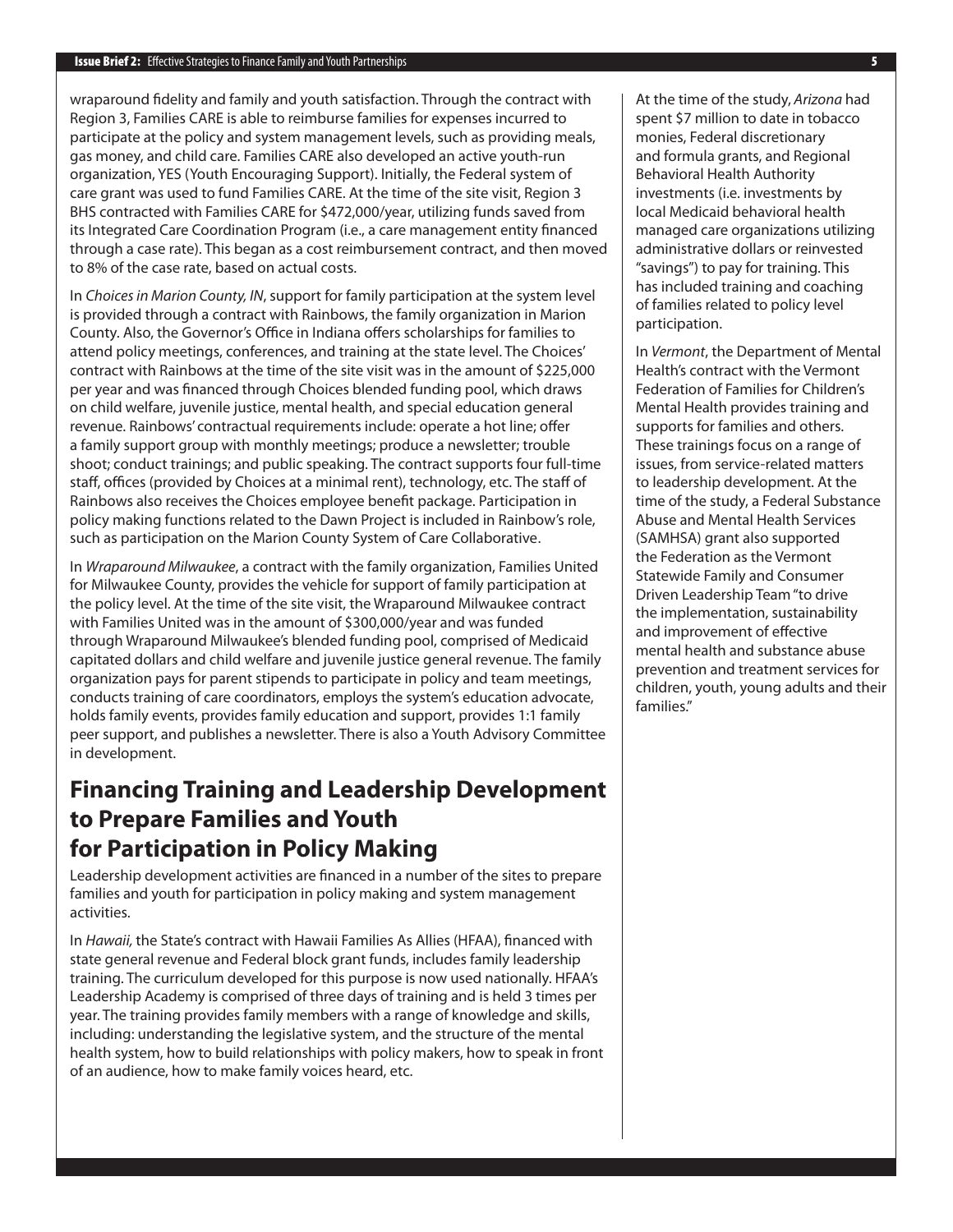wraparound fidelity and family and youth satisfaction. Through the contract with Region 3, Families CARE is able to reimburse families for expenses incurred to participate at the policy and system management levels, such as providing meals, gas money, and child care. Families CARE also developed an active youth-run organization, YES (Youth Encouraging Support). Initially, the Federal system of care grant was used to fund Families CARE. At the time of the site visit, Region 3 BHS contracted with Families CARE for $472,000/year, utilizing funds saved from its Integrated Care Coordination Program (i.e., a care management entity financed through a case rate). This began as a cost reimbursement contract, and then moved to 8% of the case rate, based on actual costs.

In *Choices in Marion County, IN*, support for family participation at the system level is provided through a contract with Rainbows, the family organization in Marion County. Also, the Governor's Office in Indiana offers scholarships for families to attend policy meetings, conferences, and training at the state level. The Choices' contract with Rainbows at the time of the site visit was in the amount of $225,000 per year and was financed through Choices blended funding pool, which draws on child welfare, juvenile justice, mental health, and special education general revenue. Rainbows' contractual requirements include: operate a hot line; offer a family support group with monthly meetings; produce a newsletter; trouble shoot; conduct trainings; and public speaking. The contract supports four full-time staff, offices (provided by Choices at a minimal rent), technology, etc. The staff of Rainbows also receives the Choices employee benefit package. Participation in policy making functions related to the Dawn Project is included in Rainbow's role, such as participation on the Marion County System of Care Collaborative.

In *Wraparound Milwaukee*, a contract with the family organization, Families United for Milwaukee County, provides the vehicle for support of family participation at the policy level. At the time of the site visit, the Wraparound Milwaukee contract with Families United was in the amount of $300,000/year and was funded through Wraparound Milwaukee's blended funding pool, comprised of Medicaid capitated dollars and child welfare and juvenile justice general revenue. The family organization pays for parent stipends to participate in policy and team meetings, conducts training of care coordinators, employs the system's education advocate, holds family events, provides family education and support, provides 1:1 family peer support, and publishes a newsletter. There is also a Youth Advisory Committee in development.

## Financing Training and Leadership Development to Prepare Families and Youth for Participation in Policy Making

Leadership development activities are financed in a number of the sites to prepare families and youth for participation in policy making and system management activities.

In *Hawaii,* the State's contract with Hawaii Families As Allies (HFAA), financed with state general revenue and Federal block grant funds, includes family leadership training. The curriculum developed for this purpose is now used nationally. HFAA's Leadership Academy is comprised of three days of training and is held 3 times per year. The training provides family members with a range of knowledge and skills, including: understanding the legislative system, and the structure of the mental health system, how to build relationships with policy makers, how to speak in front of an audience, how to make family voices heard, etc.

At the time of the study, *Arizona* had spent $7 million to date in tobacco monies, Federal discretionary and formula grants, and Regional Behavioral Health Authority investments (i.e. investments by local Medicaid behavioral health managed care organizations utilizing administrative dollars or reinvested "savings") to pay for training. This has included training and coaching of families related to policy level participation.

In *Vermont*, the Department of Mental Health's contract with the Vermont Federation of Families for Children's Mental Health provides training and supports for families and others. These trainings focus on a range of issues, from service-related matters to leadership development. At the time of the study, a Federal Substance Abuse and Mental Health Services (SAMHSA) grant also supported the Federation as the Vermont Statewide Family and Consumer Driven Leadership Team "to drive the implementation, sustainability and improvement of effective mental health and substance abuse prevention and treatment services for children, youth, young adults and their families."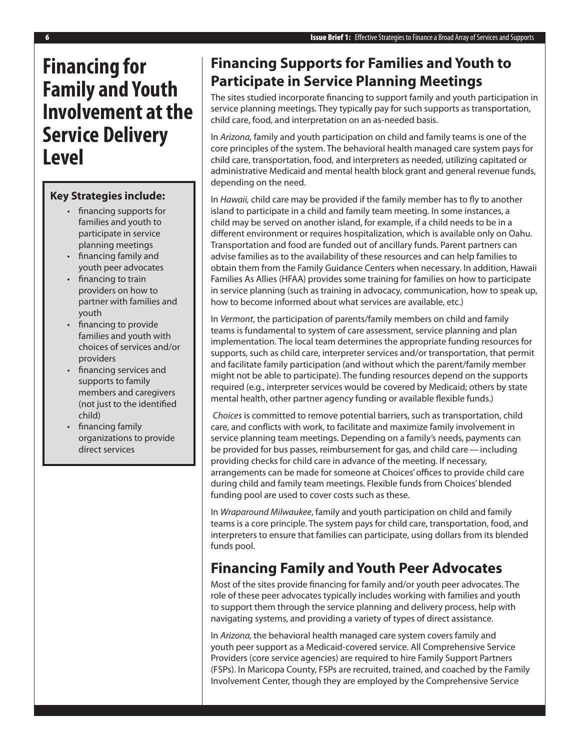# Financing for Family and Youth Involvement at the Service Delivery Level

**Key Strategies include:**

- financing supports for families and youth to participate in service planning meetings
- financing family and youth peer advocates
- financing to train providers on how to partner with families and youth
- financing to provide families and youth with choices of services and/or providers
- financing services and supports to family members and caregivers (not just to the identified child)
- financing family organizations to provide direct services

## Financing Supports for Families and Youth to Participate in Service Planning Meetings

The sites studied incorporate financing to support family and youth participation in service planning meetings. They typically pay for such supports as transportation, child care, food, and interpretation on an as-needed basis.

In *Arizona,* family and youth participation on child and family teams is one of the core principles of the system. The behavioral health managed care system pays for child care, transportation, food, and interpreters as needed, utilizing capitated or administrative Medicaid and mental health block grant and general revenue funds, depending on the need.

In *Hawaii,* child care may be provided if the family member has to fly to another island to participate in a child and family team meeting. In some instances, a child may be served on another island, for example, if a child needs to be in a different environment or requires hospitalization, which is available only on Oahu. Transportation and food are funded out of ancillary funds. Parent partners can advise families as to the availability of these resources and can help families to obtain them from the Family Guidance Centers when necessary. In addition, Hawaii Families As Allies (HFAA) provides some training for families on how to participate in service planning (such as training in advocacy, communication, how to speak up, how to become informed about what services are available, etc.)

In *Vermont*, the participation of parents/family members on child and family teams is fundamental to system of care assessment, service planning and plan implementation. The local team determines the appropriate funding resources for supports, such as child care, interpreter services and/or transportation, that permit and facilitate family participation (and without which the parent/family member might not be able to participate). The funding resources depend on the supports required (e.g., interpreter services would be covered by Medicaid; others by state mental health, other partner agency funding or available flexible funds.)

*Choices* is committed to remove potential barriers, such as transportation, child care, and conflicts with work, to facilitate and maximize family involvement in service planning team meetings. Depending on a family's needs, payments can be provided for bus passes, reimbursement for gas, and child care — including providing checks for child care in advance of the meeting. If necessary, arrangements can be made for someone at Choices' offices to provide child care during child and family team meetings. Flexible funds from Choices' blended funding pool are used to cover costs such as these.

In *Wraparound Milwaukee*, family and youth participation on child and family teams is a core principle. The system pays for child care, transportation, food, and interpreters to ensure that families can participate, using dollars from its blended funds pool.

## Financing Family and Youth Peer Advocates

Most of the sites provide financing for family and/or youth peer advocates. The role of these peer advocates typically includes working with families and youth to support them through the service planning and delivery process, help with navigating systems, and providing a variety of types of direct assistance.

In *Arizona,* the behavioral health managed care system covers family and youth peer support as a Medicaid-covered service. All Comprehensive Service Providers (core service agencies) are required to hire Family Support Partners (FSPs). In Maricopa County, FSPs are recruited, trained, and coached by the Family Involvement Center, though they are employed by the Comprehensive Service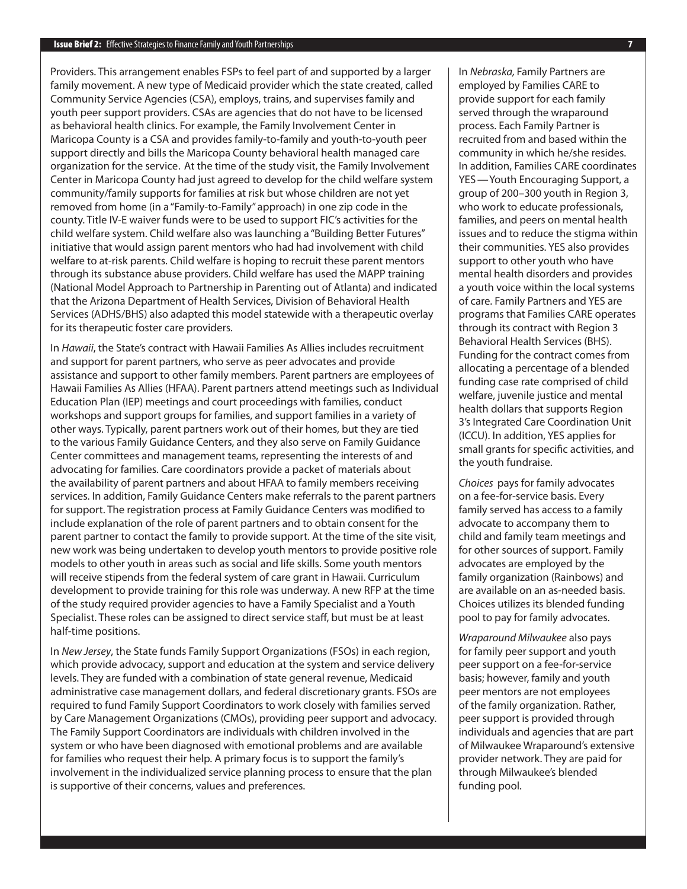Providers. This arrangement enables FSPs to feel part of and supported by a larger family movement. A new type of Medicaid provider which the state created, called Community Service Agencies (CSA), employs, trains, and supervises family and youth peer support providers. CSAs are agencies that do not have to be licensed as behavioral health clinics. For example, the Family Involvement Center in Maricopa County is a CSA and provides family-to-family and youth-to-youth peer support directly and bills the Maricopa County behavioral health managed care organization for the service. At the time of the study visit, the Family Involvement Center in Maricopa County had just agreed to develop for the child welfare system community/family supports for families at risk but whose children are not yet removed from home (in a "Family-to-Family" approach) in one zip code in the county. Title IV-E waiver funds were to be used to support FIC's activities for the child welfare system. Child welfare also was launching a "Building Better Futures" initiative that would assign parent mentors who had had involvement with child welfare to at-risk parents. Child welfare is hoping to recruit these parent mentors through its substance abuse providers. Child welfare has used the MAPP training (National Model Approach to Partnership in Parenting out of Atlanta) and indicated that the Arizona Department of Health Services, Division of Behavioral Health Services (ADHS/BHS) also adapted this model statewide with a therapeutic overlay for its therapeutic foster care providers.

In *Hawaii*, the State's contract with Hawaii Families As Allies includes recruitment and support for parent partners, who serve as peer advocates and provide assistance and support to other family members. Parent partners are employees of Hawaii Families As Allies (HFAA). Parent partners attend meetings such as Individual Education Plan (IEP) meetings and court proceedings with families, conduct workshops and support groups for families, and support families in a variety of other ways. Typically, parent partners work out of their homes, but they are tied to the various Family Guidance Centers, and they also serve on Family Guidance Center committees and management teams, representing the interests of and advocating for families. Care coordinators provide a packet of materials about the availability of parent partners and about HFAA to family members receiving services. In addition, Family Guidance Centers make referrals to the parent partners for support. The registration process at Family Guidance Centers was modified to include explanation of the role of parent partners and to obtain consent for the parent partner to contact the family to provide support. At the time of the site visit, new work was being undertaken to develop youth mentors to provide positive role models to other youth in areas such as social and life skills. Some youth mentors will receive stipends from the federal system of care grant in Hawaii. Curriculum development to provide training for this role was underway. A new RFP at the time of the study required provider agencies to have a Family Specialist and a Youth Specialist. These roles can be assigned to direct service staff, but must be at least half-time positions.

In *New Jersey*, the State funds Family Support Organizations (FSOs) in each region, which provide advocacy, support and education at the system and service delivery levels. They are funded with a combination of state general revenue, Medicaid administrative case management dollars, and federal discretionary grants. FSOs are required to fund Family Support Coordinators to work closely with families served by Care Management Organizations (CMOs), providing peer support and advocacy. The Family Support Coordinators are individuals with children involved in the system or who have been diagnosed with emotional problems and are available for families who request their help. A primary focus is to support the family's involvement in the individualized service planning process to ensure that the plan is supportive of their concerns, values and preferences.

In *Nebraska,* Family Partners are employed by Families CARE to provide support for each family served through the wraparound process. Each Family Partner is recruited from and based within the community in which he/she resides. In addition, Families CARE coordinates YES — Youth Encouraging Support, a group of 200–300 youth in Region 3, who work to educate professionals, families, and peers on mental health issues and to reduce the stigma within their communities. YES also provides support to other youth who have mental health disorders and provides a youth voice within the local systems of care. Family Partners and YES are programs that Families CARE operates through its contract with Region 3 Behavioral Health Services (BHS). Funding for the contract comes from allocating a percentage of a blended funding case rate comprised of child welfare, juvenile justice and mental health dollars that supports Region 3's Integrated Care Coordination Unit (ICCU). In addition, YES applies for small grants for specific activities, and the youth fundraise.

*Choices* pays for family advocates on a fee-for-service basis. Every family served has access to a family advocate to accompany them to child and family team meetings and for other sources of support. Family advocates are employed by the family organization (Rainbows) and are available on an as-needed basis. Choices utilizes its blended funding pool to pay for family advocates.

*Wraparound Milwaukee* also pays for family peer support and youth peer support on a fee-for-service basis; however, family and youth peer mentors are not employees of the family organization. Rather, peer support is provided through individuals and agencies that are part of Milwaukee Wraparound's extensive provider network. They are paid for through Milwaukee's blended funding pool.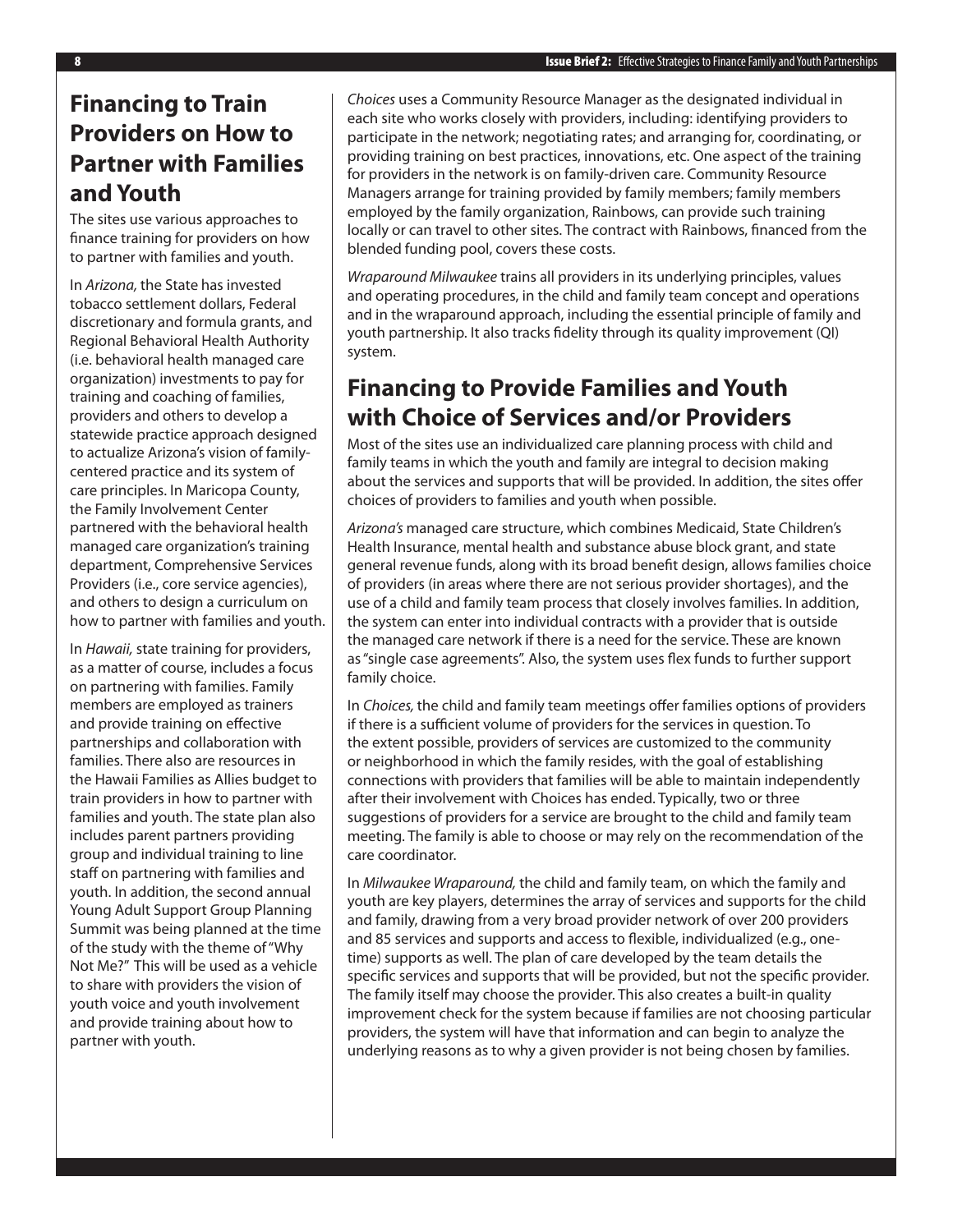## Financing to Train Providers on How to Partner with Families and Youth

The sites use various approaches to finance training for providers on how to partner with families and youth.

In *Arizona,* the State has invested tobacco settlement dollars, Federal discretionary and formula grants, and Regional Behavioral Health Authority (i.e. behavioral health managed care organization) investments to pay for training and coaching of families, providers and others to develop a statewide practice approach designed to actualize Arizona's vision of family-centered practice and its system of care principles. In Maricopa County, the Family Involvement Center partnered with the behavioral health managed care organization's training department, Comprehensive Services Providers (i.e., core service agencies), and others to design a curriculum on how to partner with families and youth.

In *Hawaii,* state training for providers, as a matter of course, includes a focus on partnering with families. Family members are employed as trainers and provide training on effective partnerships and collaboration with families. There also are resources in the Hawaii Families as Allies budget to train providers in how to partner with families and youth. The state plan also includes parent partners providing group and individual training to line staff on partnering with families and youth. In addition, the second annual Young Adult Support Group Planning Summit was being planned at the time of the study with the theme of "Why Not Me?" This will be used as a vehicle to share with providers the vision of youth voice and youth involvement and provide training about how to partner with youth.

*Choices* uses a Community Resource Manager as the designated individual in each site who works closely with providers, including: identifying providers to participate in the network; negotiating rates; and arranging for, coordinating, or providing training on best practices, innovations, etc. One aspect of the training for providers in the network is on family-driven care. Community Resource Managers arrange for training provided by family members; family members employed by the family organization, Rainbows, can provide such training locally or can travel to other sites. The contract with Rainbows, financed from the blended funding pool, covers these costs.

*Wraparound Milwaukee* trains all providers in its underlying principles, values and operating procedures, in the child and family team concept and operations and in the wraparound approach, including the essential principle of family and youth partnership. It also tracks fidelity through its quality improvement (QI) system.

## Financing to Provide Families and Youth with Choice of Services and/or Providers

Most of the sites use an individualized care planning process with child and family teams in which the youth and family are integral to decision making about the services and supports that will be provided. In addition, the sites offer choices of providers to families and youth when possible.

*Arizona's* managed care structure, which combines Medicaid, State Children's Health Insurance, mental health and substance abuse block grant, and state general revenue funds, along with its broad benefit design, allows families choice of providers (in areas where there are not serious provider shortages), and the use of a child and family team process that closely involves families. In addition, the system can enter into individual contracts with a provider that is outside the managed care network if there is a need for the service. These are known as "single case agreements". Also, the system uses flex funds to further support family choice.

In *Choices,* the child and family team meetings offer families options of providers if there is a sufficient volume of providers for the services in question. To the extent possible, providers of services are customized to the community or neighborhood in which the family resides, with the goal of establishing connections with providers that families will be able to maintain independently after their involvement with Choices has ended. Typically, two or three suggestions of providers for a service are brought to the child and family team meeting. The family is able to choose or may rely on the recommendation of the care coordinator.

In *Milwaukee Wraparound,* the child and family team, on which the family and youth are key players, determines the array of services and supports for the child and family, drawing from a very broad provider network of over 200 providers and 85 services and supports and access to flexible, individualized (e.g., one-time) supports as well. The plan of care developed by the team details the specific services and supports that will be provided, but not the specific provider. The family itself may choose the provider. This also creates a built-in quality improvement check for the system because if families are not choosing particular providers, the system will have that information and can begin to analyze the underlying reasons as to why a given provider is not being chosen by families.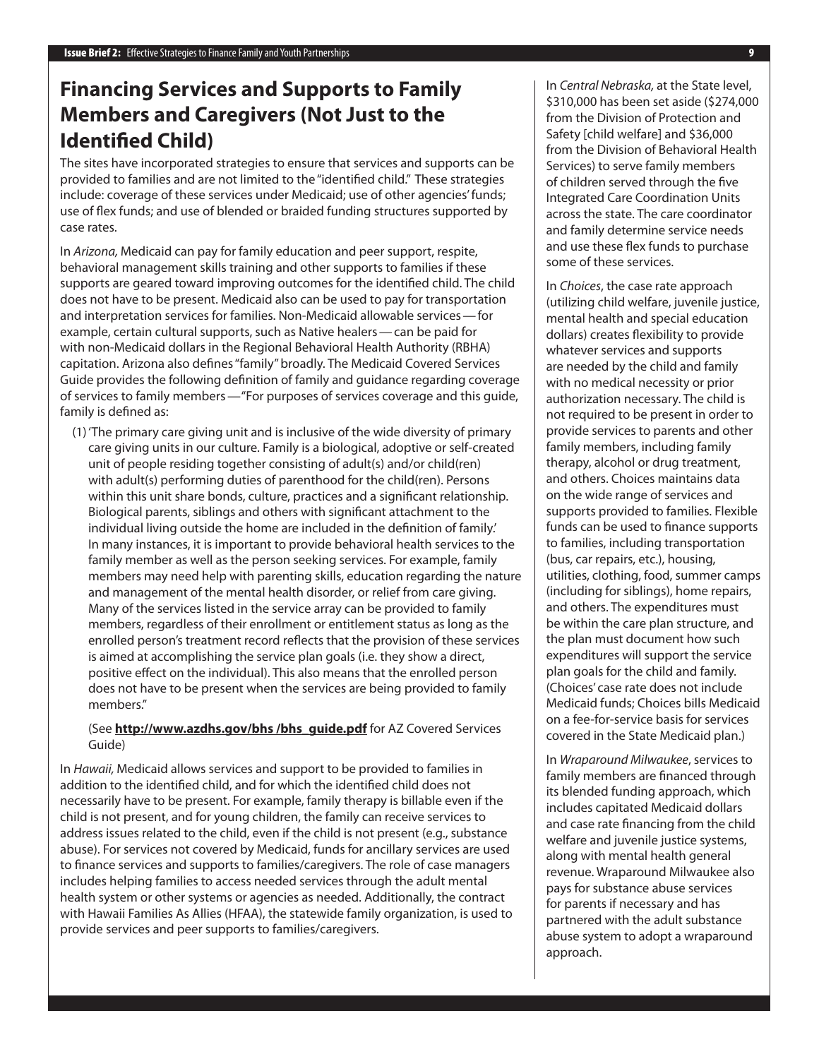## Financing Services and Supports to Family Members and Caregivers (Not Just to the Identified Child)

The sites have incorporated strategies to ensure that services and supports can be provided to families and are not limited to the "identified child." These strategies include: coverage of these services under Medicaid; use of other agencies' funds; use of flex funds; and use of blended or braided funding structures supported by case rates.

In *Arizona,* Medicaid can pay for family education and peer support, respite, behavioral management skills training and other supports to families if these supports are geared toward improving outcomes for the identified child. The child does not have to be present. Medicaid also can be used to pay for transportation and interpretation services for families. Non-Medicaid allowable services — for example, certain cultural supports, such as Native healers — can be paid for with non-Medicaid dollars in the Regional Behavioral Health Authority (RBHA) capitation. Arizona also defines "family" broadly. The Medicaid Covered Services Guide provides the following definition of family and guidance regarding coverage of services to family members — "For purposes of services coverage and this guide, family is defined as:

(1) 'The primary care giving unit and is inclusive of the wide diversity of primary care giving units in our culture. Family is a biological, adoptive or self-created unit of people residing together consisting of adult(s) and/or child(ren) with adult(s) performing duties of parenthood for the child(ren). Persons within this unit share bonds, culture, practices and a significant relationship. Biological parents, siblings and others with significant attachment to the individual living outside the home are included in the definition of family.' In many instances, it is important to provide behavioral health services to the family member as well as the person seeking services. For example, family members may need help with parenting skills, education regarding the nature and management of the mental health disorder, or relief from care giving. Many of the services listed in the service array can be provided to family members, regardless of their enrollment or entitlement status as long as the enrolled person's treatment record reflects that the provision of these services is aimed at accomplishing the service plan goals (i.e. they show a direct, positive effect on the individual). This also means that the enrolled person does not have to be present when the services are being provided to family members."

(See **http://www.azdhs.gov/bhs /bhs_guide.pdf** for AZ Covered Services Guide)

In *Hawaii,* Medicaid allows services and support to be provided to families in addition to the identified child, and for which the identified child does not necessarily have to be present. For example, family therapy is billable even if the child is not present, and for young children, the family can receive services to address issues related to the child, even if the child is not present (e.g., substance abuse). For services not covered by Medicaid, funds for ancillary services are used to finance services and supports to families/caregivers. The role of case managers includes helping families to access needed services through the adult mental health system or other systems or agencies as needed. Additionally, the contract with Hawaii Families As Allies (HFAA), the statewide family organization, is used to provide services and peer supports to families/caregivers.

In *Central Nebraska,* at the State level, \$310,000 has been set aside (\$274,000 from the Division of Protection and Safety [child welfare] and \$36,000 from the Division of Behavioral Health Services) to serve family members of children served through the five Integrated Care Coordination Units across the state. The care coordinator and family determine service needs and use these flex funds to purchase some of these services.

In *Choices*, the case rate approach (utilizing child welfare, juvenile justice, mental health and special education dollars) creates flexibility to provide whatever services and supports are needed by the child and family with no medical necessity or prior authorization necessary. The child is not required to be present in order to provide services to parents and other family members, including family therapy, alcohol or drug treatment, and others. Choices maintains data on the wide range of services and supports provided to families. Flexible funds can be used to finance supports to families, including transportation (bus, car repairs, etc.), housing, utilities, clothing, food, summer camps (including for siblings), home repairs, and others. The expenditures must be within the care plan structure, and the plan must document how such expenditures will support the service plan goals for the child and family. (Choices' case rate does not include Medicaid funds; Choices bills Medicaid on a fee-for-service basis for services covered in the State Medicaid plan.)

In *Wraparound Milwaukee*, services to family members are financed through its blended funding approach, which includes capitated Medicaid dollars and case rate financing from the child welfare and juvenile justice systems, along with mental health general revenue. Wraparound Milwaukee also pays for substance abuse services for parents if necessary and has partnered with the adult substance abuse system to adopt a wraparound approach.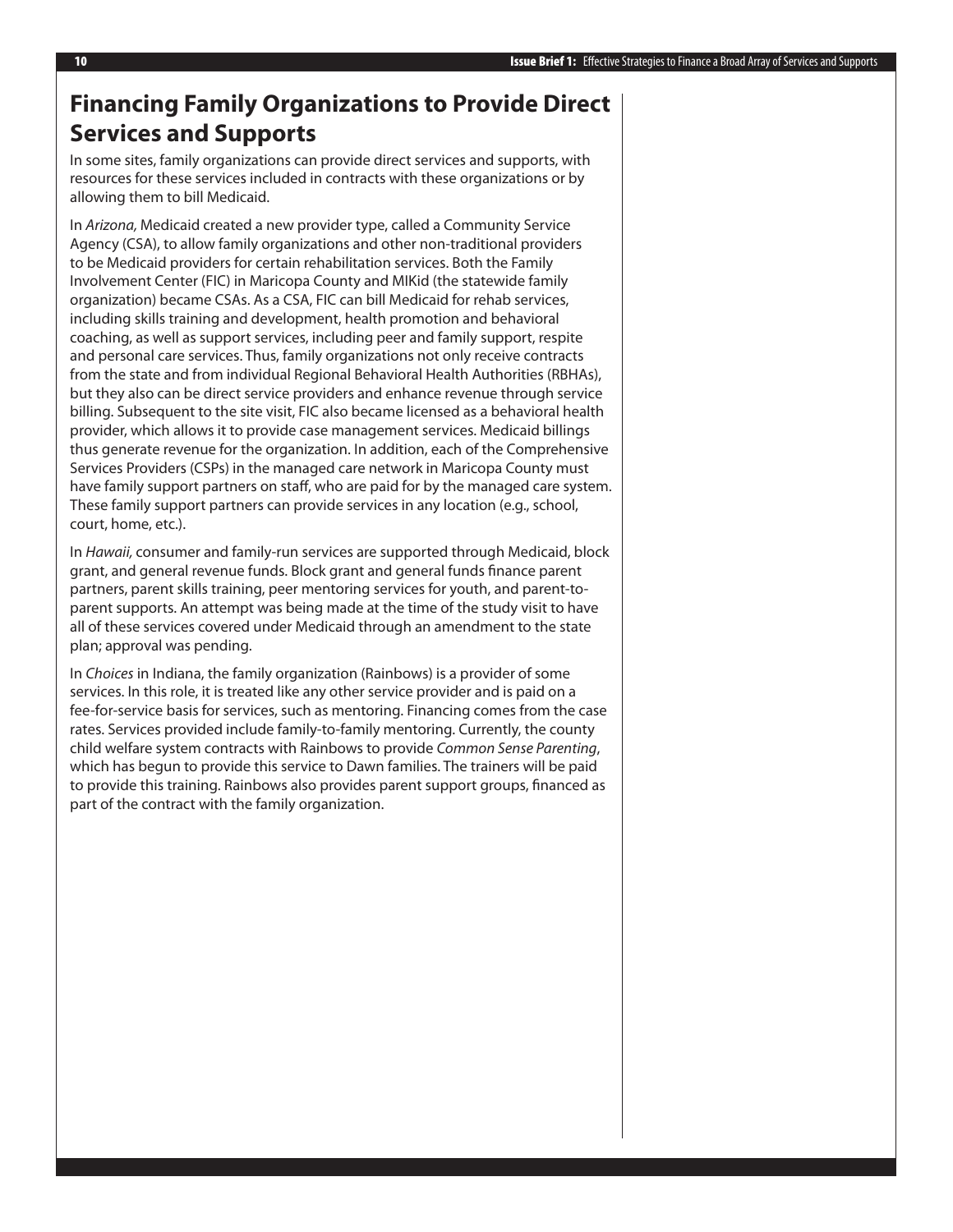## Financing Family Organizations to Provide Direct Services and Supports

In some sites, family organizations can provide direct services and supports, with resources for these services included in contracts with these organizations or by allowing them to bill Medicaid.

In *Arizona,* Medicaid created a new provider type, called a Community Service Agency (CSA), to allow family organizations and other non-traditional providers to be Medicaid providers for certain rehabilitation services. Both the Family Involvement Center (FIC) in Maricopa County and MIKid (the statewide family organization) became CSAs. As a CSA, FIC can bill Medicaid for rehab services, including skills training and development, health promotion and behavioral coaching, as well as support services, including peer and family support, respite and personal care services. Thus, family organizations not only receive contracts from the state and from individual Regional Behavioral Health Authorities (RBHAs), but they also can be direct service providers and enhance revenue through service billing. Subsequent to the site visit, FIC also became licensed as a behavioral health provider, which allows it to provide case management services. Medicaid billings thus generate revenue for the organization. In addition, each of the Comprehensive Services Providers (CSPs) in the managed care network in Maricopa County must have family support partners on staff, who are paid for by the managed care system. These family support partners can provide services in any location (e.g., school, court, home, etc.).

In *Hawaii,* consumer and family-run services are supported through Medicaid, block grant, and general revenue funds. Block grant and general funds finance parent partners, parent skills training, peer mentoring services for youth, and parent-to-parent supports. An attempt was being made at the time of the study visit to have all of these services covered under Medicaid through an amendment to the state plan; approval was pending.

In *Choices* in Indiana, the family organization (Rainbows) is a provider of some services. In this role, it is treated like any other service provider and is paid on a fee-for-service basis for services, such as mentoring. Financing comes from the case rates. Services provided include family-to-family mentoring. Currently, the county child welfare system contracts with Rainbows to provide *Common Sense Parenting*, which has begun to provide this service to Dawn families. The trainers will be paid to provide this training. Rainbows also provides parent support groups, financed as part of the contract with the family organization.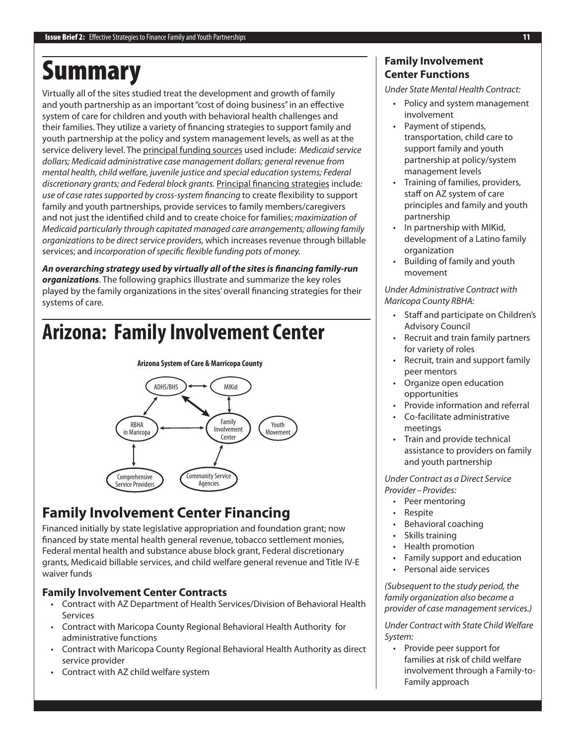# Summary

Virtually all of the sites studied treat the development and growth of family and youth partnership as an important "cost of doing business" in an effective system of care for children and youth with behavioral health challenges and their families. They utilize a variety of financing strategies to support family and youth partnership at the policy and system management levels, as well as at the service delivery level. The principal funding sources used include: *Medicaid service dollars; Medicaid administrative case management dollars; general revenue from mental health, child welfare, juvenile justice and special education systems; Federal discretionary grants; and Federal block grants.* Principal financing strategies include*: use of case rates supported by cross-system financing* to create flexibility to support family and youth partnerships, provide services to family members/caregivers and not just the identified child and to create choice for families; *maximization of Medicaid particularly through capitated managed care arrangements; allowing family organizations to be direct service providers,* which increases revenue through billable services; and *incorporation of specific flexible funding pots of money.*

***An overarching strategy used by virtually all of the sites is financing family-run organizations***. The following graphics illustrate and summarize the key roles played by the family organizations in the sites' overall financing strategies for their systems of care.

# Arizona: Family Involvement Center

**Arizona System of Care & Marricopa County**

ADHS/BHS ↔ MIKid; ADHS/BHS ↔ Family Involvement Center; MIKid ↔ Family Involvement Center; ADHS/BHS ↔ RBHA in Maricopa; RBHA in Maricopa ↔ Family Involvement Center; RBHA in Maricopa ↔ Comprehensive Service Providers; Family Involvement Center ↔ Community Service Agencies; Youth Movement

## Family Involvement Center Financing

Financed initially by state legislative appropriation and foundation grant; now financed by state mental health general revenue, tobacco settlement monies, Federal mental health and substance abuse block grant, Federal discretionary grants, Medicaid billable services, and child welfare general revenue and Title IV-E waiver funds

### Family Involvement Center Contracts

- Contract with AZ Department of Health Services/Division of Behavioral Health Services
- Contract with Maricopa County Regional Behavioral Health Authority for administrative functions
- Contract with Maricopa County Regional Behavioral Health Authority as direct service provider
- Contract with AZ child welfare system

### Family Involvement Center Functions

*Under State Mental Health Contract:*

- Policy and system management involvement
- Payment of stipends, transportation, child care to support family and youth partnership at policy/system management levels
- Training of families, providers, staff on AZ system of care principles and family and youth partnership
- In partnership with MIKid, development of a Latino family organization
- Building of family and youth movement

*Under Administrative Contract with Maricopa County RBHA:*

- Staff and participate on Children's Advisory Council
- Recruit and train family partners for variety of roles
- Recruit, train and support family peer mentors
- Organize open education opportunities
- Provide information and referral
- Co-facilitate administrative meetings
- Train and provide technical assistance to providers on family and youth partnership

*Under Contract as a Direct Service Provider – Provides:*

- Peer mentoring
- Respite
- Behavioral coaching
- Skills training
- Health promotion
- Family support and education
- Personal aide services

*(Subsequent to the study period, the family organization also became a provider of case management services.)*

*Under Contract with State Child Welfare System:*

- Provide peer support for families at risk of child welfare involvement through a Family-to-Family approach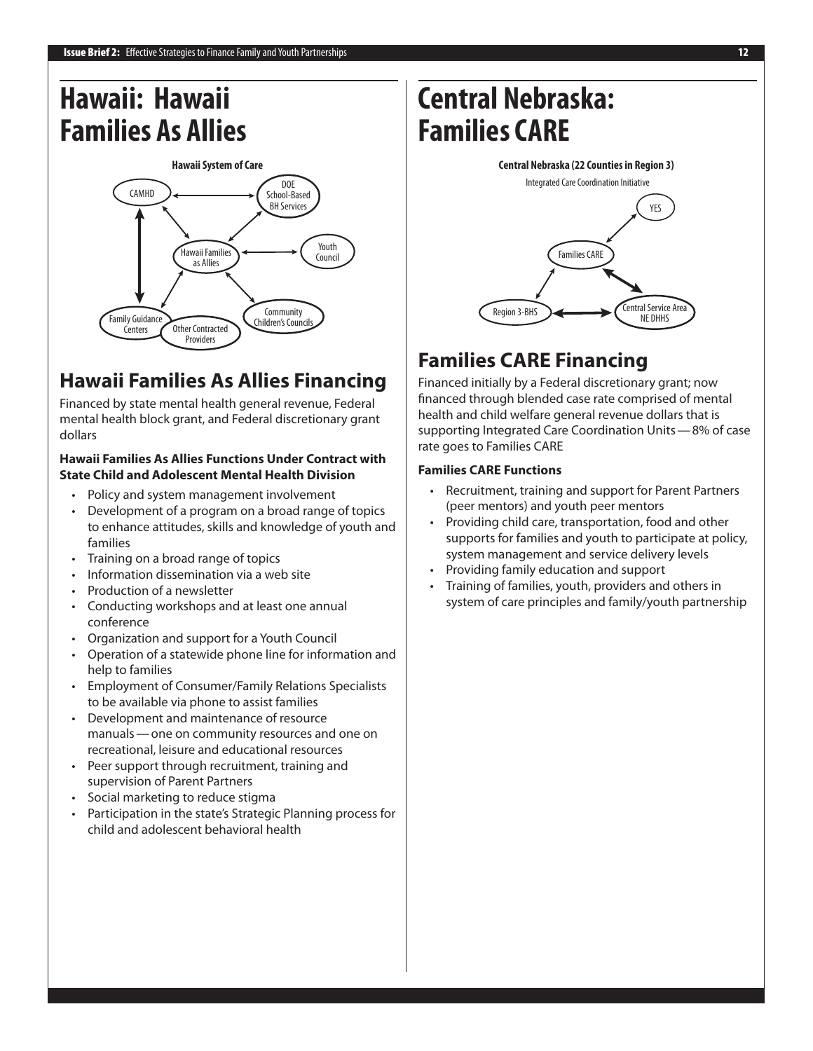# Hawaii: Hawaii Families As Allies

**Hawaii System of Care**

CAMHD

DOE School-Based BH Services

Hawaii Families as Allies

Youth Council

Family Guidance Centers

Other Contracted Providers

Community Children's Councils

## Hawaii Families As Allies Financing

Financed by state mental health general revenue, Federal mental health block grant, and Federal discretionary grant dollars

**Hawaii Families As Allies Functions Under Contract with State Child and Adolescent Mental Health Division**

- Policy and system management involvement
- Development of a program on a broad range of topics to enhance attitudes, skills and knowledge of youth and families
- Training on a broad range of topics
- Information dissemination via a web site
- Production of a newsletter
- Conducting workshops and at least one annual conference
- Organization and support for a Youth Council
- Operation of a statewide phone line for information and help to families
- Employment of Consumer/Family Relations Specialists to be available via phone to assist families
- Development and maintenance of resource manuals — one on community resources and one on recreational, leisure and educational resources
- Peer support through recruitment, training and supervision of Parent Partners
- Social marketing to reduce stigma
- Participation in the state's Strategic Planning process for child and adolescent behavioral health

# Central Nebraska: Families CARE

**Central Nebraska (22 Counties in Region 3)**

Integrated Care Coordination Initiative

YES

Families CARE

Region 3-BHS

Central Service Area NE DHHS

## Families CARE Financing

Financed initially by a Federal discretionary grant; now financed through blended case rate comprised of mental health and child welfare general revenue dollars that is supporting Integrated Care Coordination Units — 8% of case rate goes to Families CARE

**Families CARE Functions**

- Recruitment, training and support for Parent Partners (peer mentors) and youth peer mentors
- Providing child care, transportation, food and other supports for families and youth to participate at policy, system management and service delivery levels
- Providing family education and support
- Training of families, youth, providers and others in system of care principles and family/youth partnership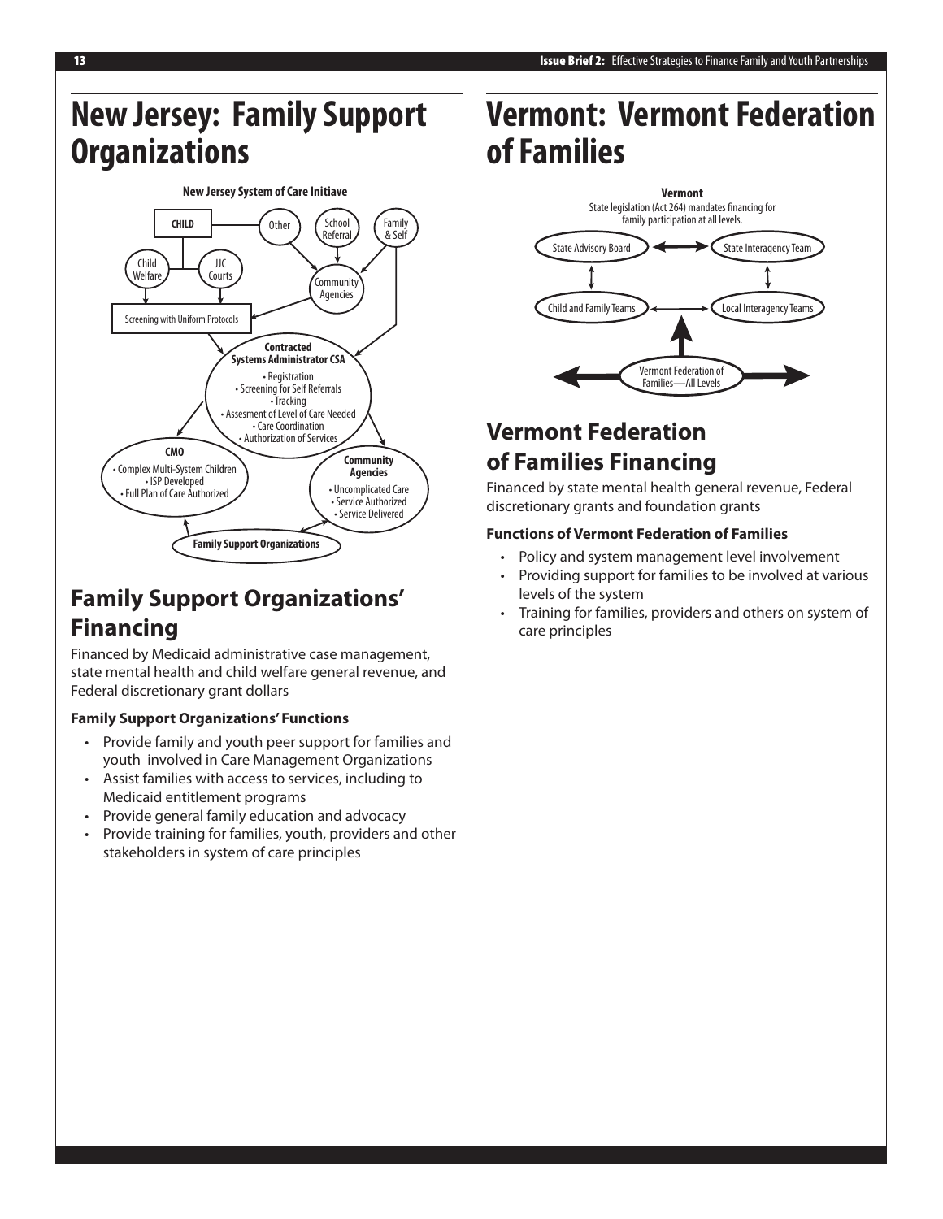# New Jersey: Family Support Organizations

**New Jersey System of Care Initiave**

CHILD

Other

School Referral

Family & Self

Child Welfare

JJC Courts

Community Agencies

Screening with Uniform Protocols

**Contracted Systems Administrator CSA**
• Registration
• Screening for Self Referrals
• Tracking
• Assesment of Level of Care Needed
• Care Coordination
• Authorization of Services

**CMO**
• Complex Multi-System Children
• ISP Developed
• Full Plan of Care Authorized

**Community Agencies**
• Uncomplicated Care
• Service Authorized
• Service Delivered

**Family Support Organizations**

## Family Support Organizations' Financing

Financed by Medicaid administrative case management, state mental health and child welfare general revenue, and Federal discretionary grant dollars

**Family Support Organizations' Functions**

- Provide family and youth peer support for families and youth involved in Care Management Organizations
- Assist families with access to services, including to Medicaid entitlement programs
- Provide general family education and advocacy
- Provide training for families, youth, providers and other stakeholders in system of care principles

# Vermont: Vermont Federation of Families

**Vermont**
State legislation (Act 264) mandates financing for family participation at all levels.

State Advisory Board

State Interagency Team

Child and Family Teams

Local Interagency Teams

Vermont Federation of Families—All Levels

## Vermont Federation of Families Financing

Financed by state mental health general revenue, Federal discretionary grants and foundation grants

**Functions of Vermont Federation of Families**

- Policy and system management level involvement
- Providing support for families to be involved at various levels of the system
- Training for families, providers and others on system of care principles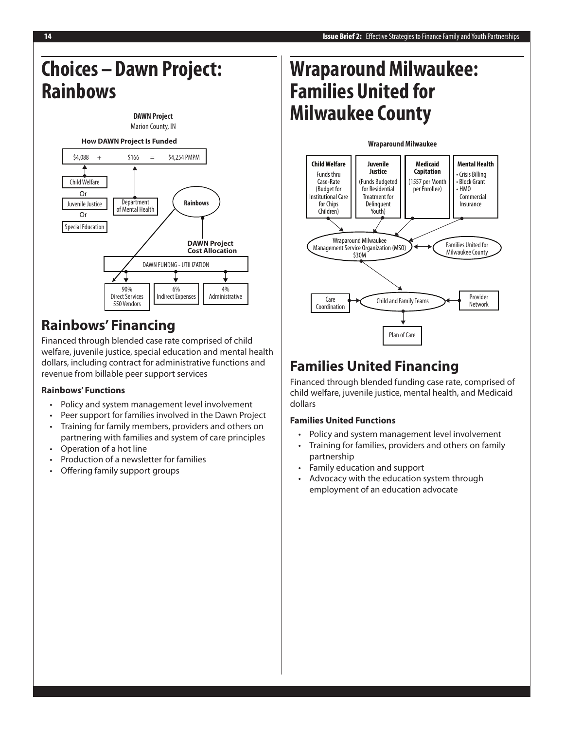# Choices – Dawn Project: Rainbows

**DAWN Project**
Marion County, IN

**How DAWN Project Is Funded**

$4,088 + $166 = $4,254 PMPM

Child Welfare
Or
Juvenile Justice
Or
Special Education

Department of Mental Health

Rainbows

**DAWN Project Cost Allocation**

DAWN FUNDNG - UTILIZATION

| 90% Direct Services 550 Vendors | 6% Indirect Expenses | 4% Administrative |
| --- | --- | --- |

## Rainbows' Financing

Financed through blended case rate comprised of child welfare, juvenile justice, special education and mental health dollars, including contract for administrative functions and revenue from billable peer support services

**Rainbows' Functions**

- Policy and system management level involvement
- Peer support for families involved in the Dawn Project
- Training for family members, providers and others on partnering with families and system of care principles
- Operation of a hot line
- Production of a newsletter for families
- Offering family support groups

# Wraparound Milwaukee: Families United for Milwaukee County

**Wraparound Milwaukee**

| Child Welfare | Juvenile Justice | Medicaid Capitation | Mental Health |
| --- | --- | --- | --- |
| Funds thru Case-Rate (Budget for Institutional Care for Chips Children) | (Funds Budgeted for Residential Treatment for Delinquent Youth) | (1557 per Month per Enrollee) | • Crisis Billing • Block Grant • HMO Commercial Insurance |

Wraparound Milwaukee Management Service Organization (MSO) $30M

Families United for Milwaukee County

Care Coordination

Child and Family Teams

Provider Network

Plan of Care

## Families United Financing

Financed through blended funding case rate, comprised of child welfare, juvenile justice, mental health, and Medicaid dollars

**Families United Functions**

- Policy and system management level involvement
- Training for families, providers and others on family partnership
- Family education and support
- Advocacy with the education system through employment of an education advocate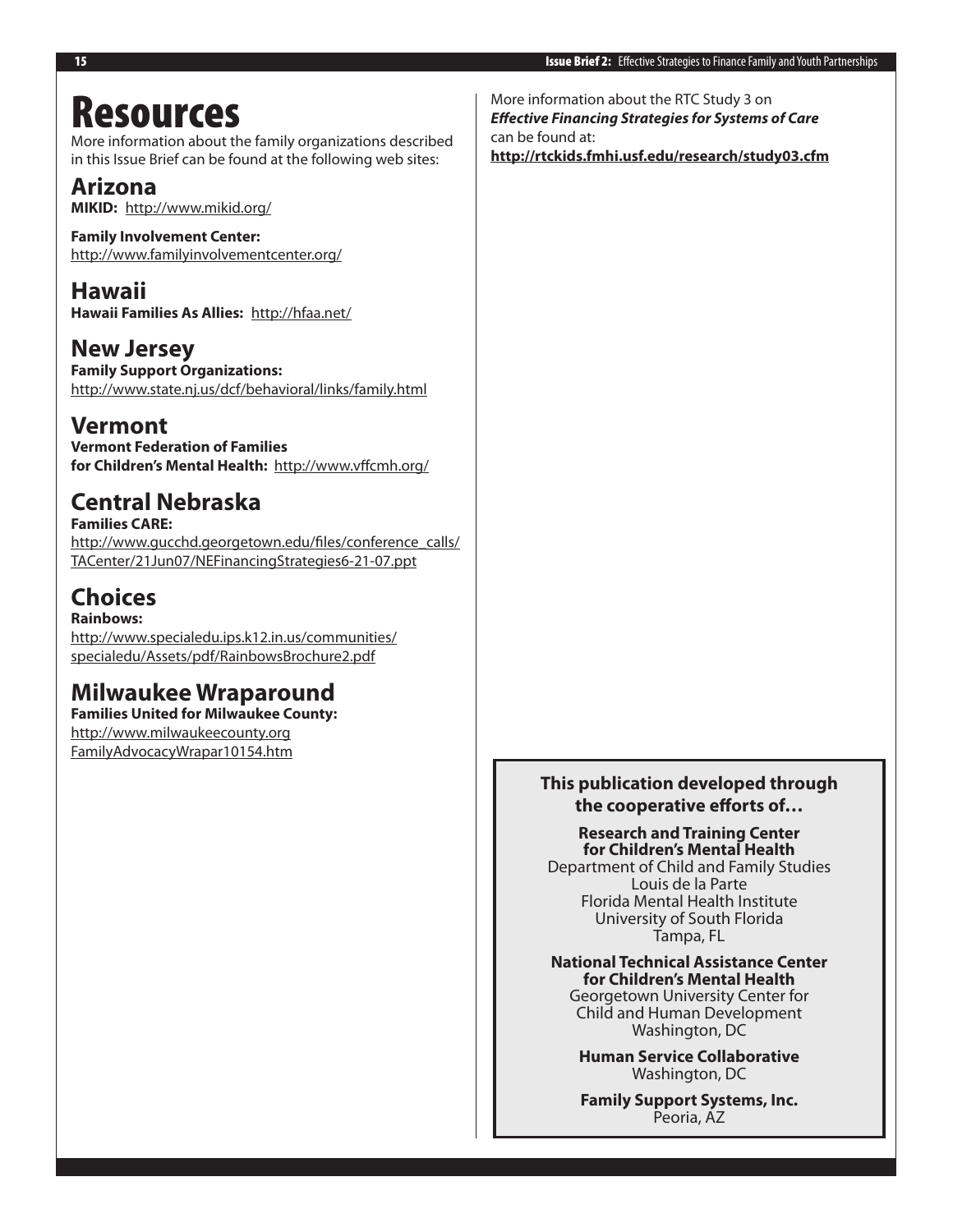# Resources

More information about the family organizations described in this Issue Brief can be found at the following web sites:

## Arizona

**MIKID:** http://www.mikid.org/

**Family Involvement Center:**
http://www.familyinvolvementcenter.org/

## Hawaii

**Hawaii Families As Allies:** http://hfaa.net/

## New Jersey

**Family Support Organizations:**
http://www.state.nj.us/dcf/behavioral/links/family.html

## Vermont

**Vermont Federation of Families for Children's Mental Health:** http://www.vffcmh.org/

## Central Nebraska

**Families CARE:**
http://www.gucchd.georgetown.edu/files/conference_calls/TACenter/21Jun07/NEFinancingStrategies6-21-07.ppt

## Choices

**Rainbows:**
http://www.specialedu.ips.k12.in.us/communities/specialedu/Assets/pdf/RainbowsBrochure2.pdf

## Milwaukee Wraparound

**Families United for Milwaukee County:**
http://www.milwaukeecounty.org FamilyAdvocacyWrapar10154.htm

More information about the RTC Study 3 on ***Effective Financing Strategies for Systems of Care*** can be found at:
**http://rtckids.fmhi.usf.edu/research/study03.cfm**

**This publication developed through the cooperative efforts of…**

**Research and Training Center for Children's Mental Health**
Department of Child and Family Studies
Louis de la Parte
Florida Mental Health Institute
University of South Florida
Tampa, FL

**National Technical Assistance Center for Children's Mental Health**
Georgetown University Center for Child and Human Development
Washington, DC

**Human Service Collaborative**
Washington, DC

**Family Support Systems, Inc.**
Peoria, AZ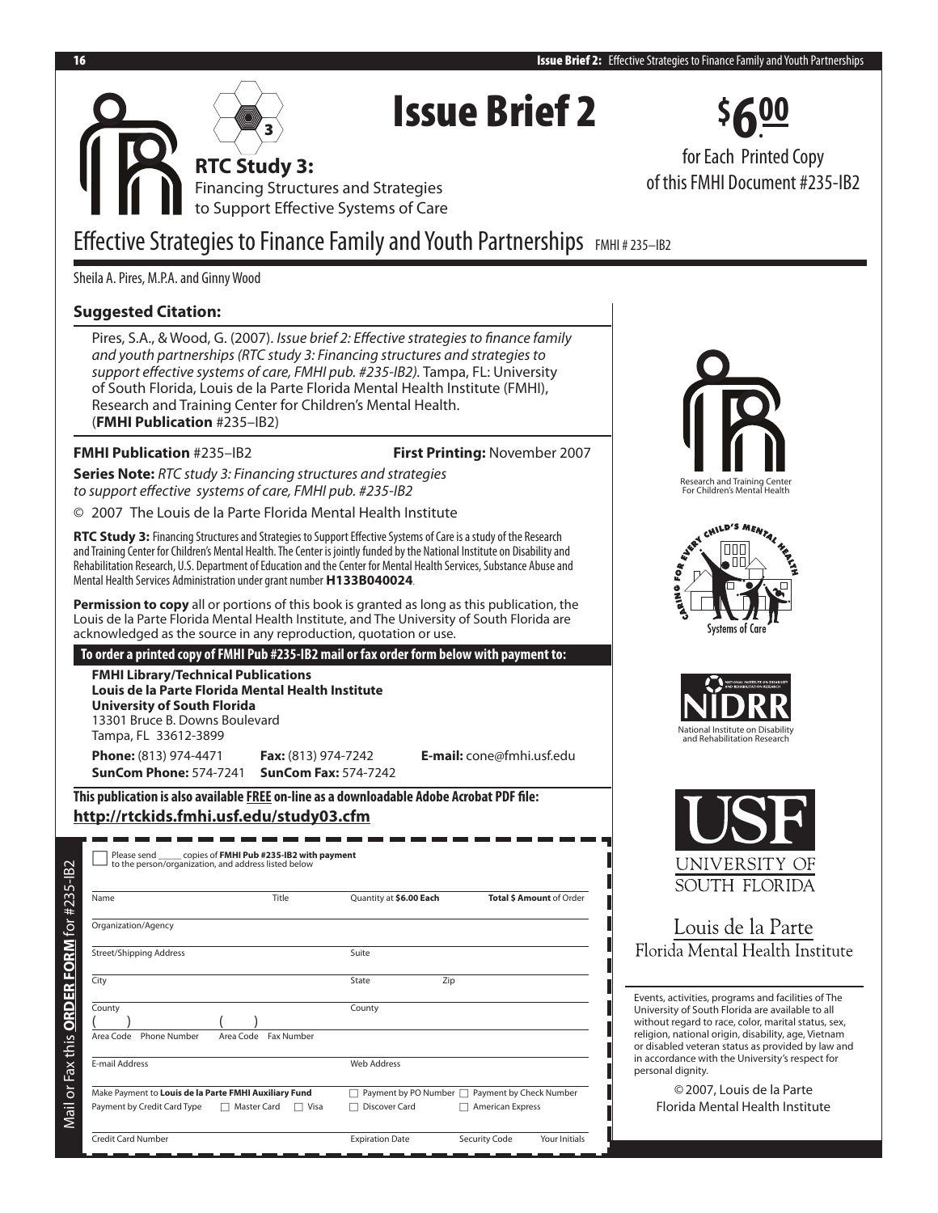# Issue Brief 2

**$6.00**

for Each Printed Copy of this FMHI Document #235-IB2

**RTC Study 3:**
Financing Structures and Strategies to Support Effective Systems of Care

## Effective Strategies to Finance Family and Youth Partnerships FMHI # 235–IB2

Sheila A. Pires, M.P.A. and Ginny Wood

### Suggested Citation:

Pires, S.A., & Wood, G. (2007). *Issue brief 2: Effective strategies to finance family and youth partnerships (RTC study 3: Financing structures and strategies to support effective systems of care, FMHI pub. #235-IB2).* Tampa, FL: University of South Florida, Louis de la Parte Florida Mental Health Institute (FMHI), Research and Training Center for Children's Mental Health. (**FMHI Publication** #235–IB2)

**FMHI Publication** #235–IB2

**First Printing:** November 2007

**Series Note:** *RTC study 3: Financing structures and strategies to support effective systems of care, FMHI pub. #235-IB2*

© 2007 The Louis de la Parte Florida Mental Health Institute

**RTC Study 3:** Financing Structures and Strategies to Support Effective Systems of Care is a study of the Research and Training Center for Children's Mental Health. The Center is jointly funded by the National Institute on Disability and Rehabilitation Research, U.S. Department of Education and the Center for Mental Health Services, Substance Abuse and Mental Health Services Administration under grant number **H133B040024**.

**Permission to copy** all or portions of this book is granted as long as this publication, the Louis de la Parte Florida Mental Health Institute, and The University of South Florida are acknowledged as the source in any reproduction, quotation or use.

**To order a printed copy of FMHI Pub #235-IB2 mail or fax order form below with payment to:**

**FMHI Library/Technical Publications**
**Louis de la Parte Florida Mental Health Institute**
**University of South Florida**
13301 Bruce B. Downs Boulevard
Tampa, FL 33612-3899

**Phone:** (813) 974-4471 **Fax:** (813) 974-7242 **E-mail:** cone@fmhi.usf.edu
**SunCom Phone:** 574-7241 **SunCom Fax:** 574-7242

**This publication is also available FREE on-line as a downloadable Adobe Acrobat PDF file:**
**http://rtckids.fmhi.usf.edu/study03.cfm**

Mail or Fax this **ORDER FORM** for #235-IB2

☐ Please send _____ copies of **FMHI Pub #235-IB2 with payment** to the person/organization, and address listed below

Name | Title | Quantity at **$6.00 Each** | **Total $ Amount** of Order

Organization/Agency

Street/Shipping Address | Suite

City | State | Zip

County | County

( ) Area Code Phone Number | ( ) Area Code Fax Number

E-mail Address | Web Address

Make Payment to **Louis de la Parte FMHI Auxiliary Fund** | ☐ Payment by PO Number | ☐ Payment by Check Number

Payment by Credit Card Type ☐ Master Card ☐ Visa ☐ Discover Card ☐ American Express

Credit Card Number | Expiration Date | Security Code | Your Initials

Research and Training Center For Children's Mental Health

Caring for Every Child's Mental Health — Systems of Care

NIDRR — National Institute on Disability and Rehabilitation Research

USF — University of South Florida

Louis de la Parte Florida Mental Health Institute

Events, activities, programs and facilities of The University of South Florida are available to all without regard to race, color, marital status, sex, religion, national origin, disability, age, Vietnam or disabled veteran status as provided by law and in accordance with the University's respect for personal dignity.

© 2007, Louis de la Parte Florida Mental Health Institute